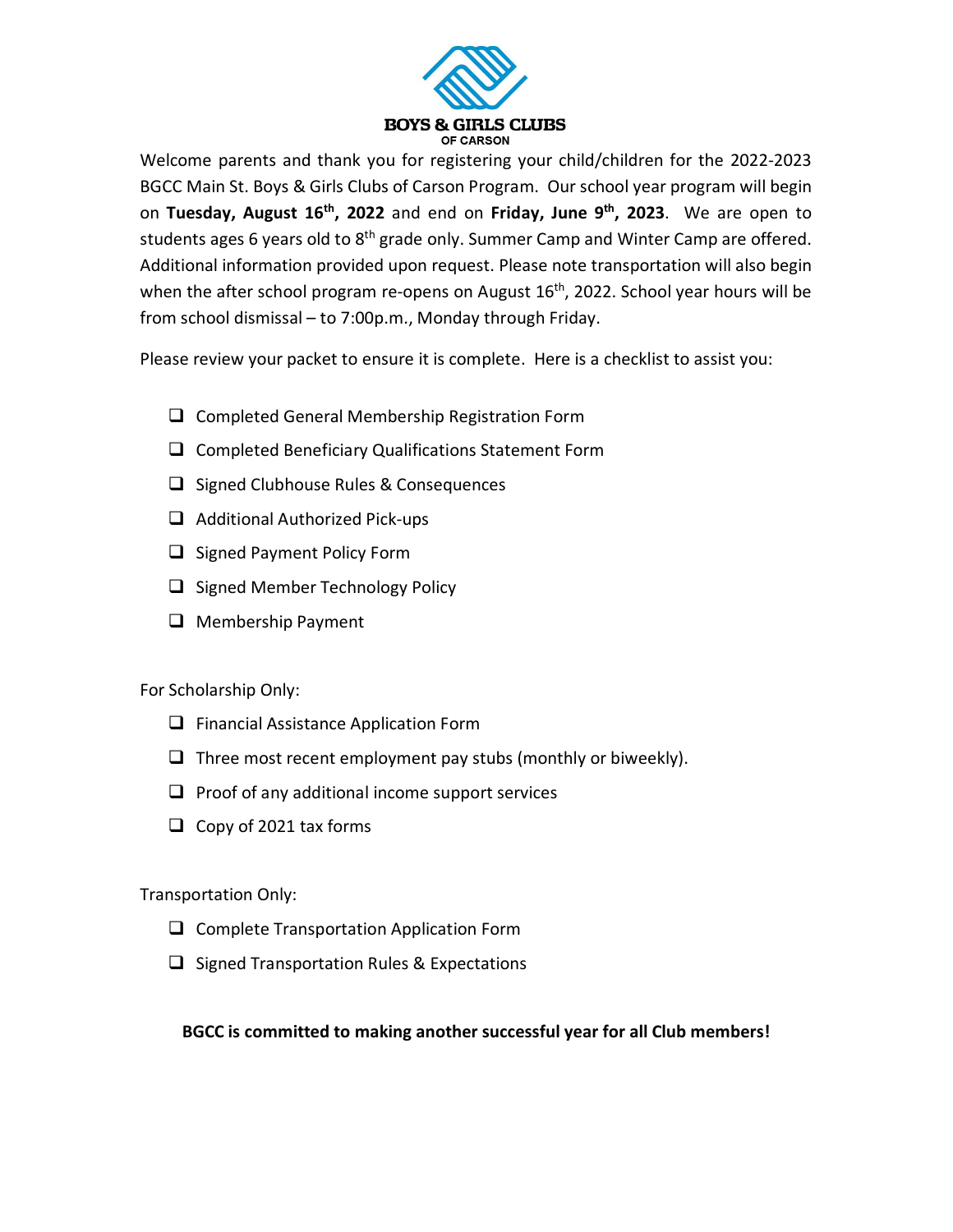# BOYS & GIRLS CLUBS
OF CARSON

Welcome parents and thank you for registering your child/children for the 2022-2023 BGCC Main St. Boys & Girls Clubs of Carson Program. Our school year program will begin on **Tuesday, August 16th, 2022** and end on **Friday, June 9th, 2023**. We are open to students ages 6 years old to 8th grade only. Summer Camp and Winter Camp are offered. Additional information provided upon request. Please note transportation will also begin when the after school program re-opens on August 16th, 2022. School year hours will be from school dismissal – to 7:00p.m., Monday through Friday.

Please review your packet to ensure it is complete. Here is a checklist to assist you:

- [ ] Completed General Membership Registration Form
- [ ] Completed Beneficiary Qualifications Statement Form
- [ ] Signed Clubhouse Rules & Consequences
- [ ] Additional Authorized Pick-ups
- [ ] Signed Payment Policy Form
- [ ] Signed Member Technology Policy
- [ ] Membership Payment

For Scholarship Only:

- [ ] Financial Assistance Application Form
- [ ] Three most recent employment pay stubs (monthly or biweekly).
- [ ] Proof of any additional income support services
- [ ] Copy of 2021 tax forms

Transportation Only:

- [ ] Complete Transportation Application Form
- [ ] Signed Transportation Rules & Expectations

**BGCC is committed to making another successful year for all Club members!**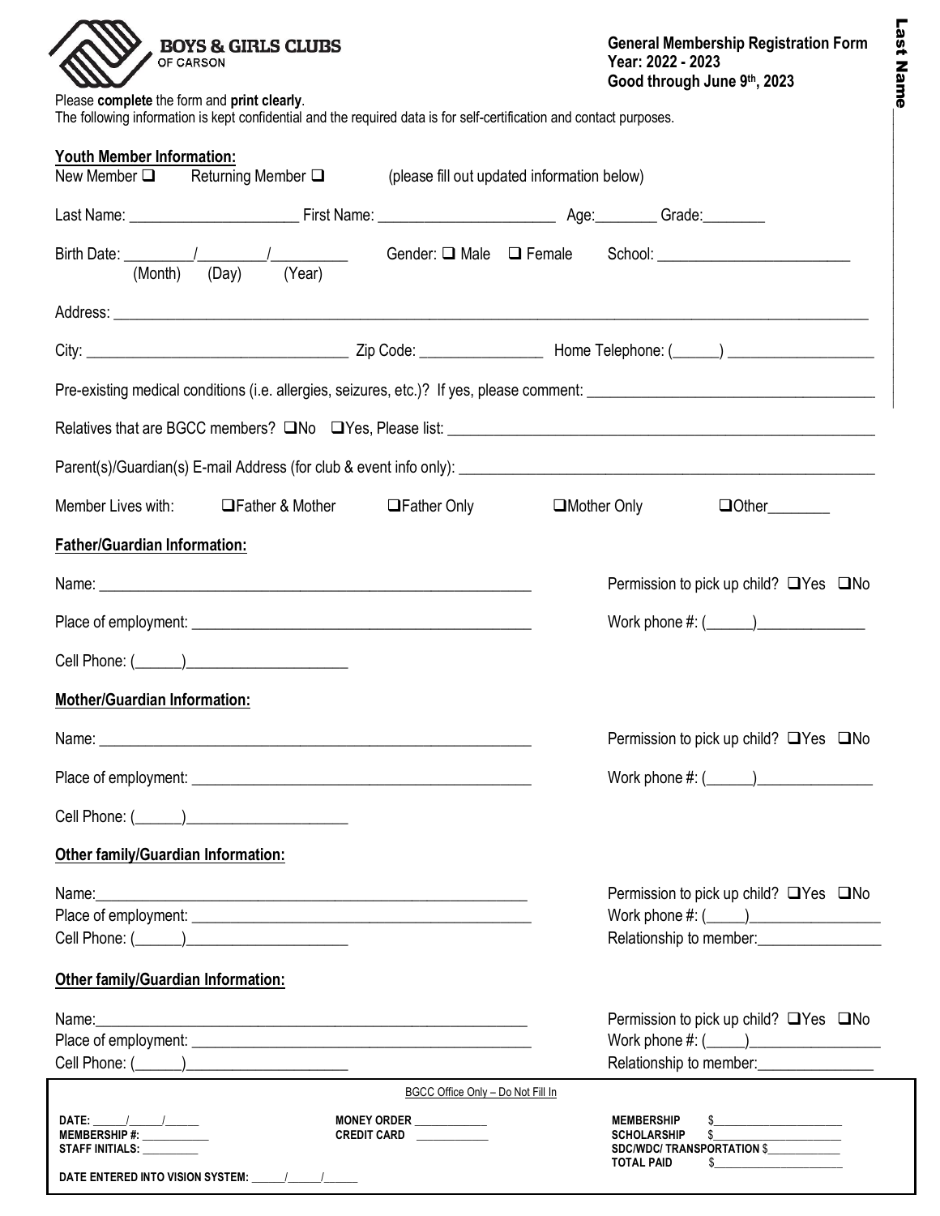**BOYS & GIRLS CLUBS OF CARSON**

**General Membership Registration Form**
**Year: 2022 - 2023**
**Good through June 9th, 2023**

**Last Name** ____________________

Please **complete** the form and **print clearly**.
The following information is kept confidential and the required data is for self-certification and contact purposes.

**Youth Member Information:**

New Member ☐ Returning Member ☐ (please fill out updated information below)

Last Name: ______________________ First Name: _______________________ Age:________ Grade:________

Birth Date: _________/_________/__________ Gender: ☐ Male ☐ Female School: _________________________
(Month) (Day) (Year)

Address: ____________________________________________________________________________________________

City: __________________________________ Zip Code: ________________ Home Telephone: (______) ___________________

Pre-existing medical conditions (i.e. allergies, seizures, etc.)? If yes, please comment: _____________________________________

Relatives that are BGCC members? ☐No ☐Yes, Please list: _______________________________________________________

Parent(s)/Guardian(s) E-mail Address (for club & event info only): _________________________________________________

Member Lives with: ☐Father & Mother ☐Father Only ☐Mother Only ☐Other________

**Father/Guardian Information:**

Name: __________________________________________________________ Permission to pick up child? ☐Yes ☐No

Place of employment: _____________________________________________ Work phone #: (______)______________

Cell Phone: (______)_____________________

**Mother/Guardian Information:**

Name: __________________________________________________________ Permission to pick up child? ☐Yes ☐No

Place of employment: _____________________________________________ Work phone #: (______)_______________

Cell Phone: (______)_____________________

**Other family/Guardian Information:**

Name:__________________________________________________________ Permission to pick up child? ☐Yes ☐No
Place of employment: _____________________________________________ Work phone #: (_____)_________________
Cell Phone: (______)_____________________ Relationship to member:________________

**Other family/Guardian Information:**

Name:__________________________________________________________ Permission to pick up child? ☐Yes ☐No
Place of employment: _____________________________________________ Work phone #: (_____)_________________
Cell Phone: (______)_____________________ Relationship to member:_______________

BGCC Office Only – Do Not Fill In

**DATE:** ______/______/______
**MEMBERSHIP #:** ___________
**STAFF INITIALS:** __________

**MONEY ORDER** ____________
**CREDIT CARD** ____________

**MEMBERSHIP** $______________________
**SCHOLARSHIP** $______________________
**SDC/WDC/ TRANSPORTATION** $____________
**TOTAL PAID** $______________________

**DATE ENTERED INTO VISION SYSTEM:** ______/______/______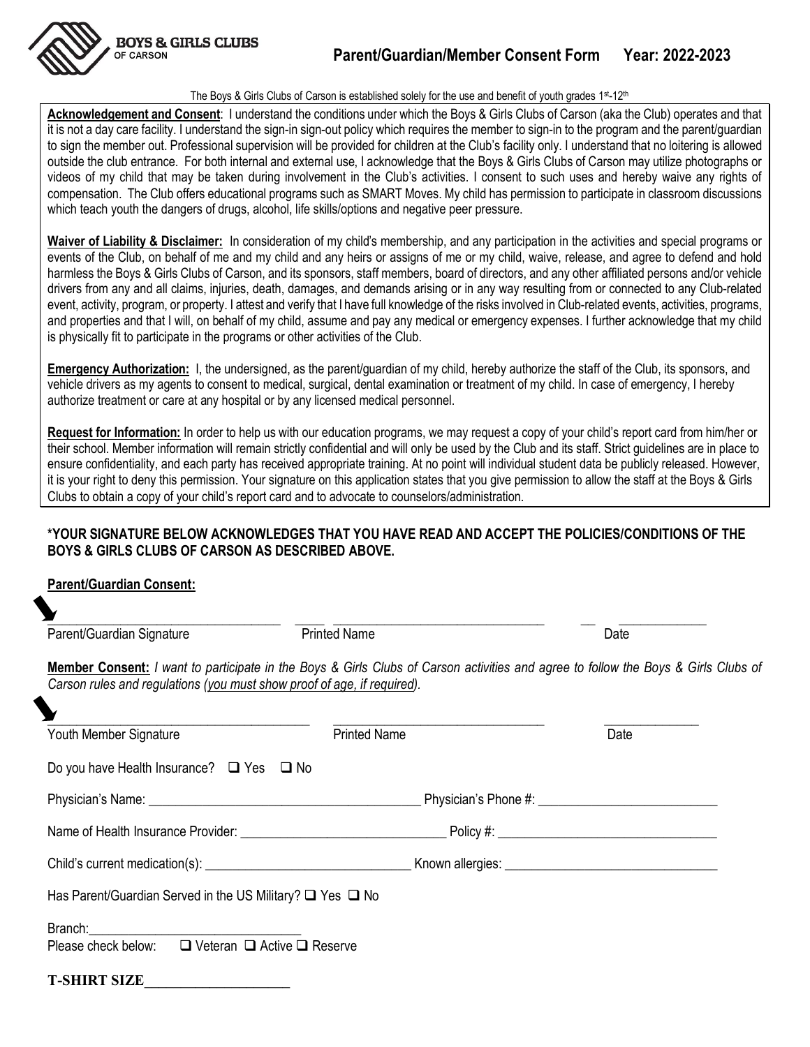**BOYS & GIRLS CLUBS OF CARSON**

# Parent/Guardian/Member Consent Form Year: 2022-2023

The Boys & Girls Clubs of Carson is established solely for the use and benefit of youth grades 1st-12th

**Acknowledgement and Consent**: I understand the conditions under which the Boys & Girls Clubs of Carson (aka the Club) operates and that it is not a day care facility. I understand the sign-in sign-out policy which requires the member to sign-in to the program and the parent/guardian to sign the member out. Professional supervision will be provided for children at the Club's facility only. I understand that no loitering is allowed outside the club entrance. For both internal and external use, I acknowledge that the Boys & Girls Clubs of Carson may utilize photographs or videos of my child that may be taken during involvement in the Club's activities. I consent to such uses and hereby waive any rights of compensation. The Club offers educational programs such as SMART Moves. My child has permission to participate in classroom discussions which teach youth the dangers of drugs, alcohol, life skills/options and negative peer pressure.

**Waiver of Liability & Disclaimer:** In consideration of my child's membership, and any participation in the activities and special programs or events of the Club, on behalf of me and my child and any heirs or assigns of me or my child, waive, release, and agree to defend and hold harmless the Boys & Girls Clubs of Carson, and its sponsors, staff members, board of directors, and any other affiliated persons and/or vehicle drivers from any and all claims, injuries, death, damages, and demands arising or in any way resulting from or connected to any Club-related event, activity, program, or property. I attest and verify that I have full knowledge of the risks involved in Club-related events, activities, programs, and properties and that I will, on behalf of my child, assume and pay any medical or emergency expenses. I further acknowledge that my child is physically fit to participate in the programs or other activities of the Club.

**Emergency Authorization:** I, the undersigned, as the parent/guardian of my child, hereby authorize the staff of the Club, its sponsors, and vehicle drivers as my agents to consent to medical, surgical, dental examination or treatment of my child. In case of emergency, I hereby authorize treatment or care at any hospital or by any licensed medical personnel.

**Request for Information:** In order to help us with our education programs, we may request a copy of your child's report card from him/her or their school. Member information will remain strictly confidential and will only be used by the Club and its staff. Strict guidelines are in place to ensure confidentiality, and each party has received appropriate training. At no point will individual student data be publicly released. However, it is your right to deny this permission. Your signature on this application states that you give permission to allow the staff at the Boys & Girls Clubs to obtain a copy of your child's report card and to advocate to counselors/administration.

**\*YOUR SIGNATURE BELOW ACKNOWLEDGES THAT YOU HAVE READ AND ACCEPT THE POLICIES/CONDITIONS OF THE BOYS & GIRLS CLUBS OF CARSON AS DESCRIBED ABOVE.**

**Parent/Guardian Consent:**

___________________________________ ___________________________________ _____________

Parent/Guardian Signature Printed Name Date

**Member Consent:** *I want to participate in the Boys & Girls Clubs of Carson activities and agree to follow the Boys & Girls Clubs of Carson rules and regulations (you must show proof of age, if required).*

___________________________________ ___________________________________ _____________

Youth Member Signature Printed Name Date

Do you have Health Insurance? ☐ Yes ☐ No

Physician's Name: ________________________________________ Physician's Phone #: ___________________________

Name of Health Insurance Provider: ______________________________ Policy #: ________________________________

Child's current medication(s): ______________________________ Known allergies: ______________________________

Has Parent/Guardian Served in the US Military? ☐ Yes ☐ No

Branch: ______________________________

Please check below: ☐ Veteran ☐ Active ☐ Reserve

**T-SHIRT SIZE____________________**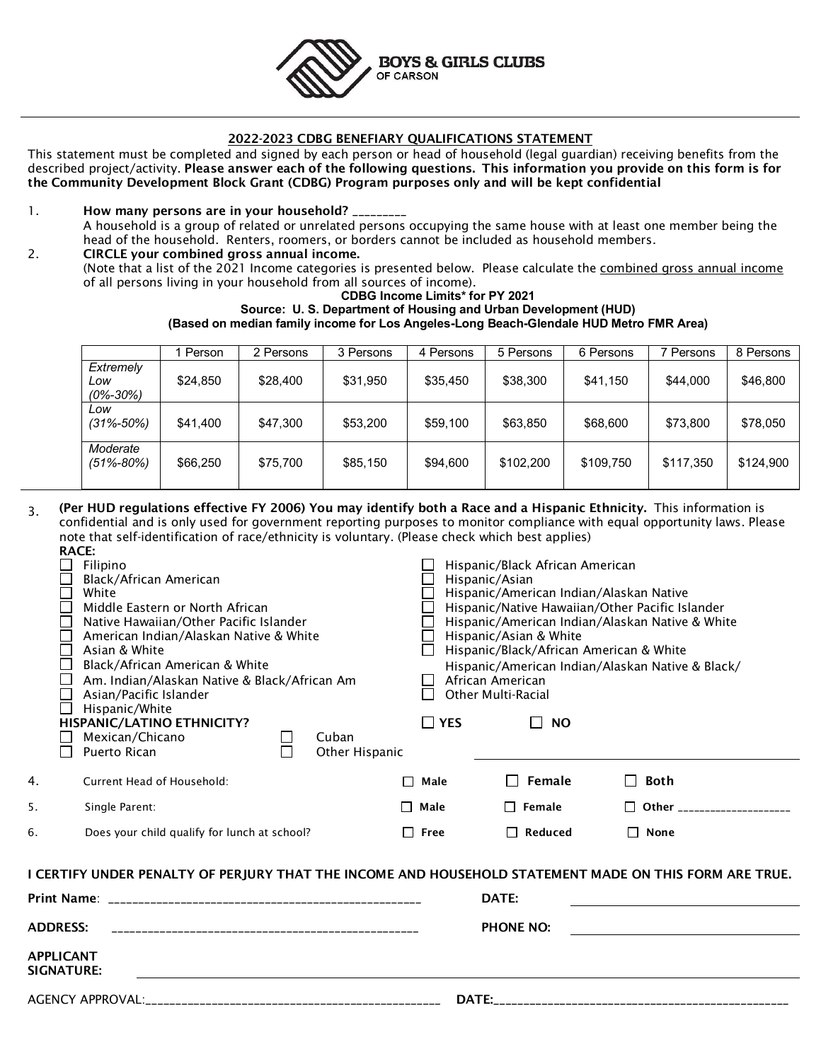**BOYS & GIRLS CLUBS OF CARSON**

## 2022-2023 CDBG BENEFIARY QUALIFICATIONS STATEMENT

This statement must be completed and signed by each person or head of household (legal guardian) receiving benefits from the described project/activity. **Please answer each of the following questions. This information you provide on this form is for the Community Development Block Grant (CDBG) Program purposes only and will be kept confidential**

1. **How many persons are in your household?** _________
   A household is a group of related or unrelated persons occupying the same house with at least one member being the head of the household. Renters, roomers, or borders cannot be included as household members.
2. **CIRCLE your combined gross annual income.**
   (Note that a list of the 2021 Income categories is presented below. Please calculate the combined gross annual income of all persons living in your household from all sources of income).

**CDBG Income Limits* for PY 2021**
**Source: U. S. Department of Housing and Urban Development (HUD)**
**(Based on median family income for Los Angeles-Long Beach-Glendale HUD Metro FMR Area)**

| | 1 Person | 2 Persons | 3 Persons | 4 Persons | 5 Persons | 6 Persons | 7 Persons | 8 Persons |
|---|---|---|---|---|---|---|---|---|
| *Extremely Low (0%-30%)* | $24,850 | $28,400 | $31,950 | $35,450 | $38,300 | $41,150 | $44,000 | $46,800 |
| *Low (31%-50%)* | $41,400 | $47,300 | $53,200 | $59,100 | $63,850 | $68,600 | $73,800 | $78,050 |
| *Moderate (51%-80%)* | $66,250 | $75,700 | $85,150 | $94,600 | $102,200 | $109,750 | $117,350 | $124,900 |

3. **(Per HUD regulations effective FY 2006) You may identify both a Race and a Hispanic Ethnicity.** This information is confidential and is only used for government reporting purposes to monitor compliance with equal opportunity laws. Please note that self-identification of race/ethnicity is voluntary. (Please check which best applies)

**RACE:**

- ☐ Filipino
- ☐ Black/African American
- ☐ White
- ☐ Middle Eastern or North African
- ☐ Native Hawaiian/Other Pacific Islander
- ☐ American Indian/Alaskan Native & White
- ☐ Asian & White
- ☐ Black/African American & White
- ☐ Am. Indian/Alaskan Native & Black/African Am
- ☐ Asian/Pacific Islander
- ☐ Hispanic/White
- ☐ Hispanic/Black African American
- ☐ Hispanic/Asian
- ☐ Hispanic/American Indian/Alaskan Native
- ☐ Hispanic/Native Hawaiian/Other Pacific Islander
- ☐ Hispanic/American Indian/Alaskan Native & White
- ☐ Hispanic/Asian & White
- ☐ Hispanic/Black/African American & White
- ☐ Hispanic/American Indian/Alaskan Native & Black/ African American
- ☐ Other Multi-Racial

**HISPANIC/LATINO ETHNICITY?** ☐ **YES** ☐ **NO**

- ☐ Mexican/Chicano
- ☐ Puerto Rican
- ☐ Cuban
- ☐ Other Hispanic

4. Current Head of Household: ☐ **Male** ☐ **Female** ☐ **Both**
5. Single Parent: ☐ **Male** ☐ **Female** ☐ **Other** ____________________
6. Does your child qualify for lunch at school? ☐ **Free** ☐ **Reduced** ☐ **None**

**I CERTIFY UNDER PENALTY OF PERJURY THAT THE INCOME AND HOUSEHOLD STATEMENT MADE ON THIS FORM ARE TRUE.**

**Print Name**: ____________________________________________ **DATE:** ____________________

**ADDRESS:** ____________________________________________ **PHONE NO:** ____________________

**APPLICANT SIGNATURE:** ____________________________________________

AGENCY APPROVAL:____________________________________________ **DATE:**____________________________________________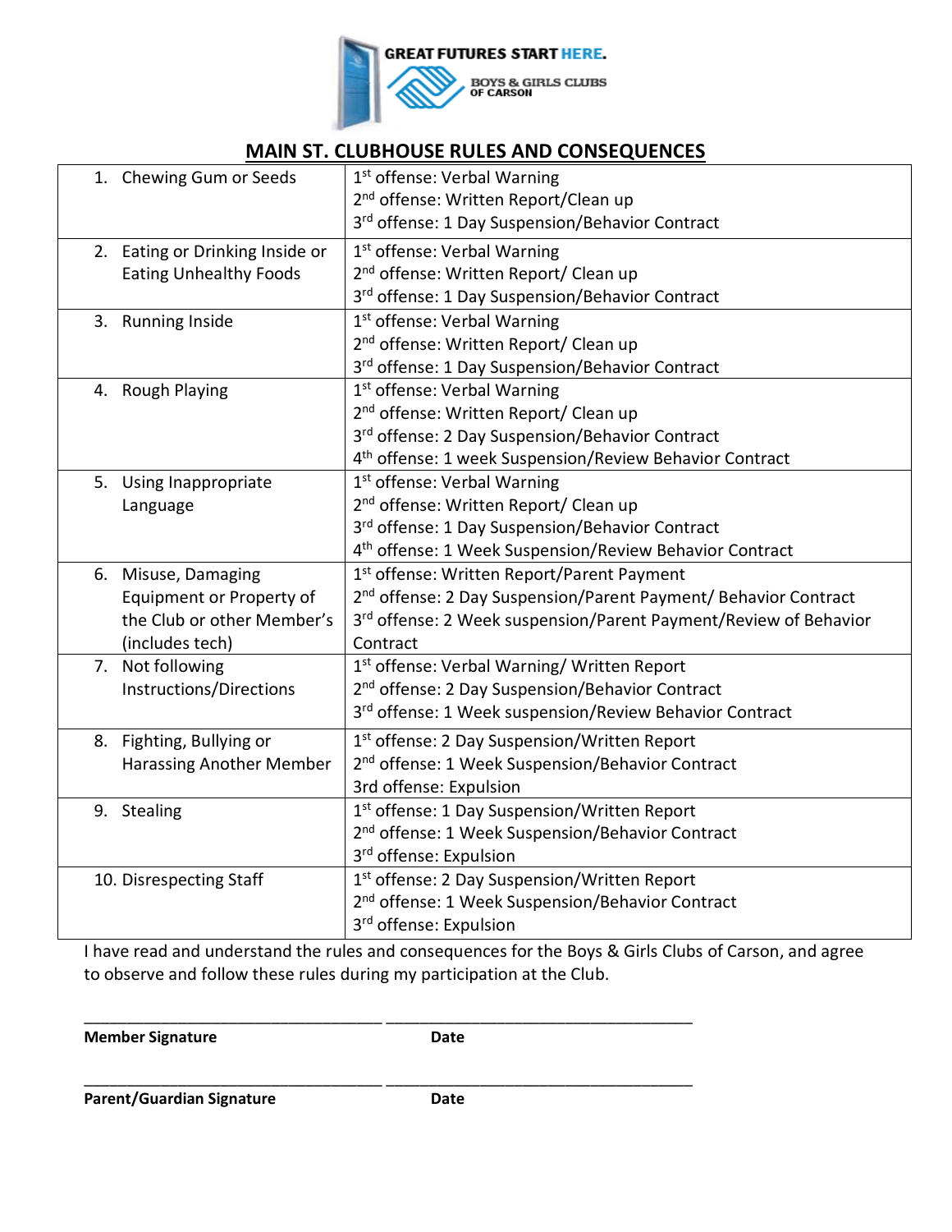GREAT FUTURES START HERE.

BOYS & GIRLS CLUBS OF CARSON

## MAIN ST. CLUBHOUSE RULES AND CONSEQUENCES

| Rule | Consequences |
|---|---|
| 1. Chewing Gum or Seeds | 1st offense: Verbal Warning<br>2nd offense: Written Report/Clean up<br>3rd offense: 1 Day Suspension/Behavior Contract |
| 2. Eating or Drinking Inside or Eating Unhealthy Foods | 1st offense: Verbal Warning<br>2nd offense: Written Report/ Clean up<br>3rd offense: 1 Day Suspension/Behavior Contract |
| 3. Running Inside | 1st offense: Verbal Warning<br>2nd offense: Written Report/ Clean up<br>3rd offense: 1 Day Suspension/Behavior Contract |
| 4. Rough Playing | 1st offense: Verbal Warning<br>2nd offense: Written Report/ Clean up<br>3rd offense: 2 Day Suspension/Behavior Contract<br>4th offense: 1 week Suspension/Review Behavior Contract |
| 5. Using Inappropriate Language | 1st offense: Verbal Warning<br>2nd offense: Written Report/ Clean up<br>3rd offense: 1 Day Suspension/Behavior Contract<br>4th offense: 1 Week Suspension/Review Behavior Contract |
| 6. Misuse, Damaging Equipment or Property of the Club or other Member's (includes tech) | 1st offense: Written Report/Parent Payment<br>2nd offense: 2 Day Suspension/Parent Payment/ Behavior Contract<br>3rd offense: 2 Week suspension/Parent Payment/Review of Behavior Contract |
| 7. Not following Instructions/Directions | 1st offense: Verbal Warning/ Written Report<br>2nd offense: 2 Day Suspension/Behavior Contract<br>3rd offense: 1 Week suspension/Review Behavior Contract |
| 8. Fighting, Bullying or Harassing Another Member | 1st offense: 2 Day Suspension/Written Report<br>2nd offense: 1 Week Suspension/Behavior Contract<br>3rd offense: Expulsion |
| 9. Stealing | 1st offense: 1 Day Suspension/Written Report<br>2nd offense: 1 Week Suspension/Behavior Contract<br>3rd offense: Expulsion |
| 10. Disrespecting Staff | 1st offense: 2 Day Suspension/Written Report<br>2nd offense: 1 Week Suspension/Behavior Contract<br>3rd offense: Expulsion |

I have read and understand the rules and consequences for the Boys & Girls Clubs of Carson, and agree to observe and follow these rules during my participation at the Club.

_________________________________ _________________________________

**Member Signature** **Date**

_________________________________ _________________________________

**Parent/Guardian Signature** **Date**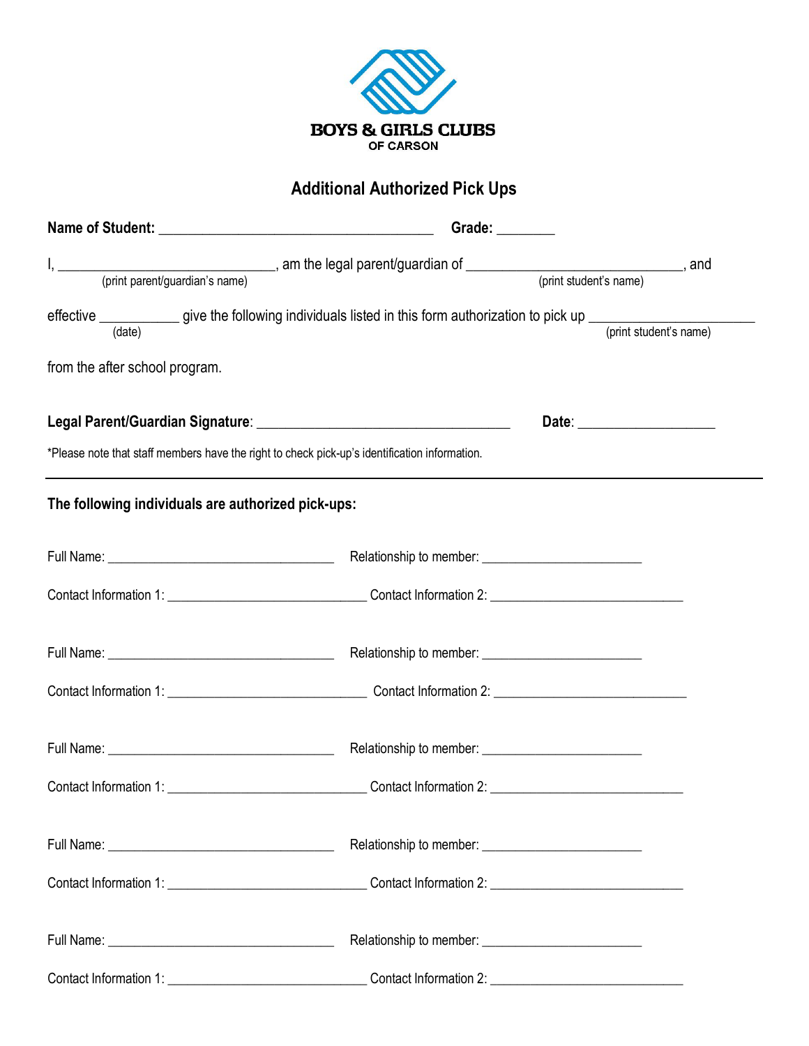**BOYS & GIRLS CLUBS**
**OF CARSON**

## Additional Authorized Pick Ups

**Name of Student:** ______________________________________ **Grade:** ________

I, ______________________________, am the legal parent/guardian of ______________________________, and
(print parent/guardian's name) (print student's name)

effective ___________ give the following individuals listed in this form authorization to pick up ______________________
(date) (print student's name)

from the after school program.

**Legal Parent/Guardian Signature**: ___________________________________ **Date**: ___________________

*Please note that staff members have the right to check pick-up's identification information.

---

**The following individuals are authorized pick-ups:**

Full Name: __________________________________ Relationship to member: ________________________

Contact Information 1: _____________________________ Contact Information 2: _____________________________

Full Name: __________________________________ Relationship to member: ________________________

Contact Information 1: _____________________________ Contact Information 2: _____________________________

Full Name: __________________________________ Relationship to member: ________________________

Contact Information 1: _____________________________ Contact Information 2: _____________________________

Full Name: __________________________________ Relationship to member: ________________________

Contact Information 1: _____________________________ Contact Information 2: _____________________________

Full Name: __________________________________ Relationship to member: ________________________

Contact Information 1: _____________________________ Contact Information 2: _____________________________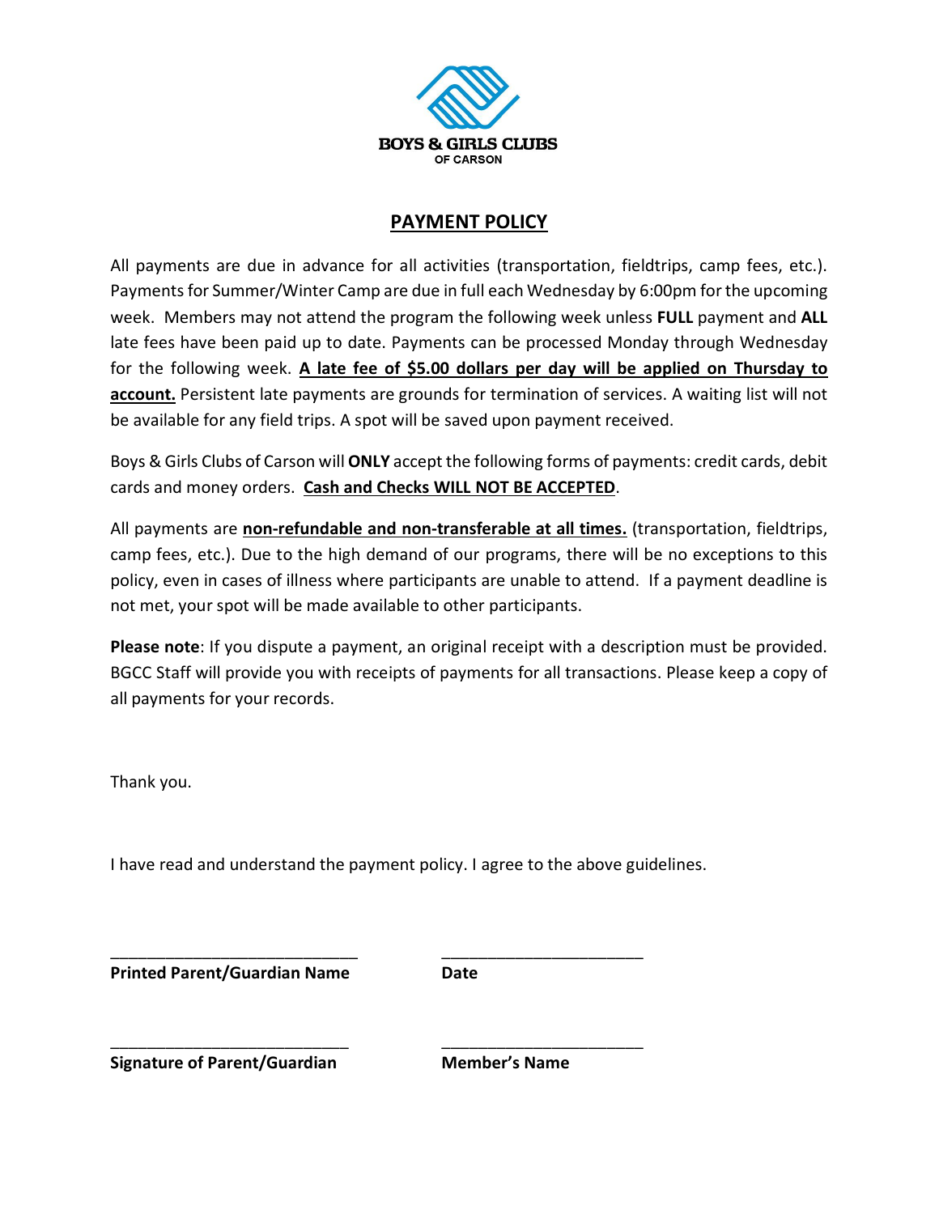BOYS & GIRLS CLUBS
OF CARSON

## PAYMENT POLICY

All payments are due in advance for all activities (transportation, fieldtrips, camp fees, etc.). Payments for Summer/Winter Camp are due in full each Wednesday by 6:00pm for the upcoming week. Members may not attend the program the following week unless **FULL** payment and **ALL** late fees have been paid up to date. Payments can be processed Monday through Wednesday for the following week. **A late fee of $5.00 dollars per day will be applied on Thursday to account.** Persistent late payments are grounds for termination of services. A waiting list will not be available for any field trips. A spot will be saved upon payment received.

Boys & Girls Clubs of Carson will **ONLY** accept the following forms of payments: credit cards, debit cards and money orders. **Cash and Checks WILL NOT BE ACCEPTED**.

All payments are **non-refundable and non-transferable at all times.** (transportation, fieldtrips, camp fees, etc.). Due to the high demand of our programs, there will be no exceptions to this policy, even in cases of illness where participants are unable to attend. If a payment deadline is not met, your spot will be made available to other participants.

**Please note**: If you dispute a payment, an original receipt with a description must be provided. BGCC Staff will provide you with receipts of payments for all transactions. Please keep a copy of all payments for your records.

Thank you.

I have read and understand the payment policy. I agree to the above guidelines.

___________________________ ______________________
**Printed Parent/Guardian Name** **Date**

___________________________ ______________________
**Signature of Parent/Guardian** **Member's Name**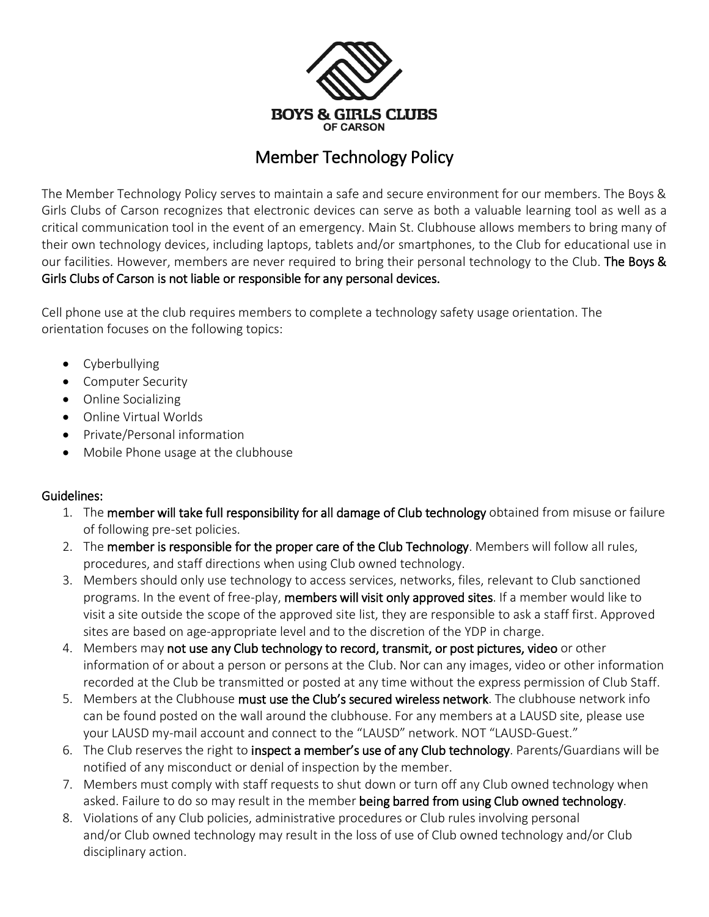BOYS & GIRLS CLUBS
OF CARSON

# Member Technology Policy

The Member Technology Policy serves to maintain a safe and secure environment for our members. The Boys & Girls Clubs of Carson recognizes that electronic devices can serve as both a valuable learning tool as well as a critical communication tool in the event of an emergency. Main St. Clubhouse allows members to bring many of their own technology devices, including laptops, tablets and/or smartphones, to the Club for educational use in our facilities. However, members are never required to bring their personal technology to the Club. **The Boys & Girls Clubs of Carson is not liable or responsible for any personal devices.**

Cell phone use at the club requires members to complete a technology safety usage orientation. The orientation focuses on the following topics:

- Cyberbullying
- Computer Security
- Online Socializing
- Online Virtual Worlds
- Private/Personal information
- Mobile Phone usage at the clubhouse

## Guidelines:

1. The **member will take full responsibility for all damage of Club technology** obtained from misuse or failure of following pre-set policies.
2. The **member is responsible for the proper care of the Club Technology**. Members will follow all rules, procedures, and staff directions when using Club owned technology.
3. Members should only use technology to access services, networks, files, relevant to Club sanctioned programs. In the event of free-play, **members will visit only approved sites**. If a member would like to visit a site outside the scope of the approved site list, they are responsible to ask a staff first. Approved sites are based on age-appropriate level and to the discretion of the YDP in charge.
4. Members may **not use any Club technology to record, transmit, or post pictures, video** or other information of or about a person or persons at the Club. Nor can any images, video or other information recorded at the Club be transmitted or posted at any time without the express permission of Club Staff.
5. Members at the Clubhouse **must use the Club's secured wireless network**. The clubhouse network info can be found posted on the wall around the clubhouse. For any members at a LAUSD site, please use your LAUSD my-mail account and connect to the "LAUSD" network. NOT "LAUSD-Guest."
6. The Club reserves the right to **inspect a member's use of any Club technology**. Parents/Guardians will be notified of any misconduct or denial of inspection by the member.
7. Members must comply with staff requests to shut down or turn off any Club owned technology when asked. Failure to do so may result in the member **being barred from using Club owned technology**.
8. Violations of any Club policies, administrative procedures or Club rules involving personal and/or Club owned technology may result in the loss of use of Club owned technology and/or Club disciplinary action.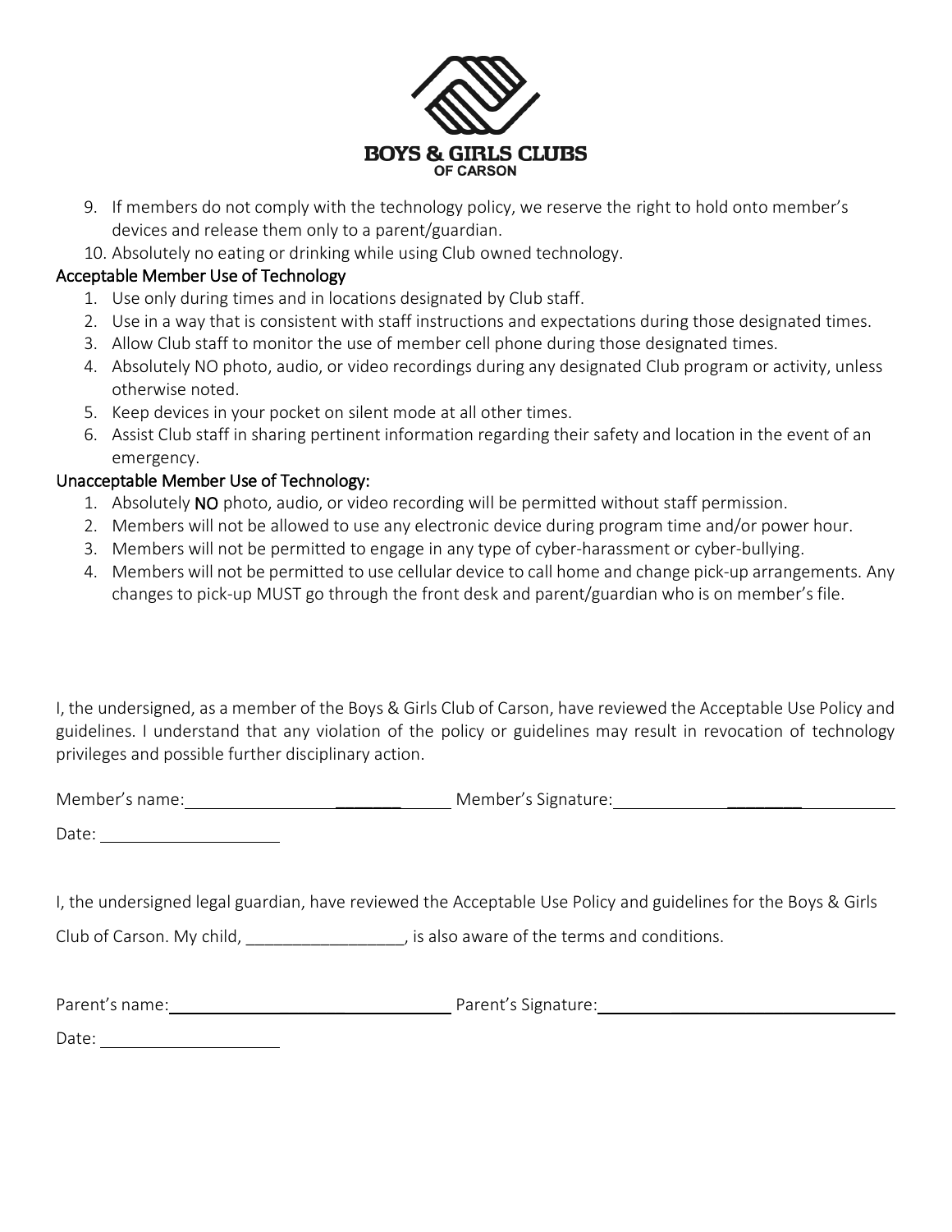9. If members do not comply with the technology policy, we reserve the right to hold onto member's devices and release them only to a parent/guardian.
10. Absolutely no eating or drinking while using Club owned technology.

### Acceptable Member Use of Technology

1. Use only during times and in locations designated by Club staff.
2. Use in a way that is consistent with staff instructions and expectations during those designated times.
3. Allow Club staff to monitor the use of member cell phone during those designated times.
4. Absolutely NO photo, audio, or video recordings during any designated Club program or activity, unless otherwise noted.
5. Keep devices in your pocket on silent mode at all other times.
6. Assist Club staff in sharing pertinent information regarding their safety and location in the event of an emergency.

### Unacceptable Member Use of Technology:

1. Absolutely **NO** photo, audio, or video recording will be permitted without staff permission.
2. Members will not be allowed to use any electronic device during program time and/or power hour.
3. Members will not be permitted to engage in any type of cyber-harassment or cyber-bullying.
4. Members will not be permitted to use cellular device to call home and change pick-up arrangements. Any changes to pick-up MUST go through the front desk and parent/guardian who is on member's file.

I, the undersigned, as a member of the Boys & Girls Club of Carson, have reviewed the Acceptable Use Policy and guidelines. I understand that any violation of the policy or guidelines may result in revocation of technology privileges and possible further disciplinary action.

Member's name:_______________________ Member's Signature:_______________________

Date: ______________

I, the undersigned legal guardian, have reviewed the Acceptable Use Policy and guidelines for the Boys & Girls Club of Carson. My child, _________________, is also aware of the terms and conditions.

Parent's name:_______________________ Parent's Signature:_______________________

Date: ______________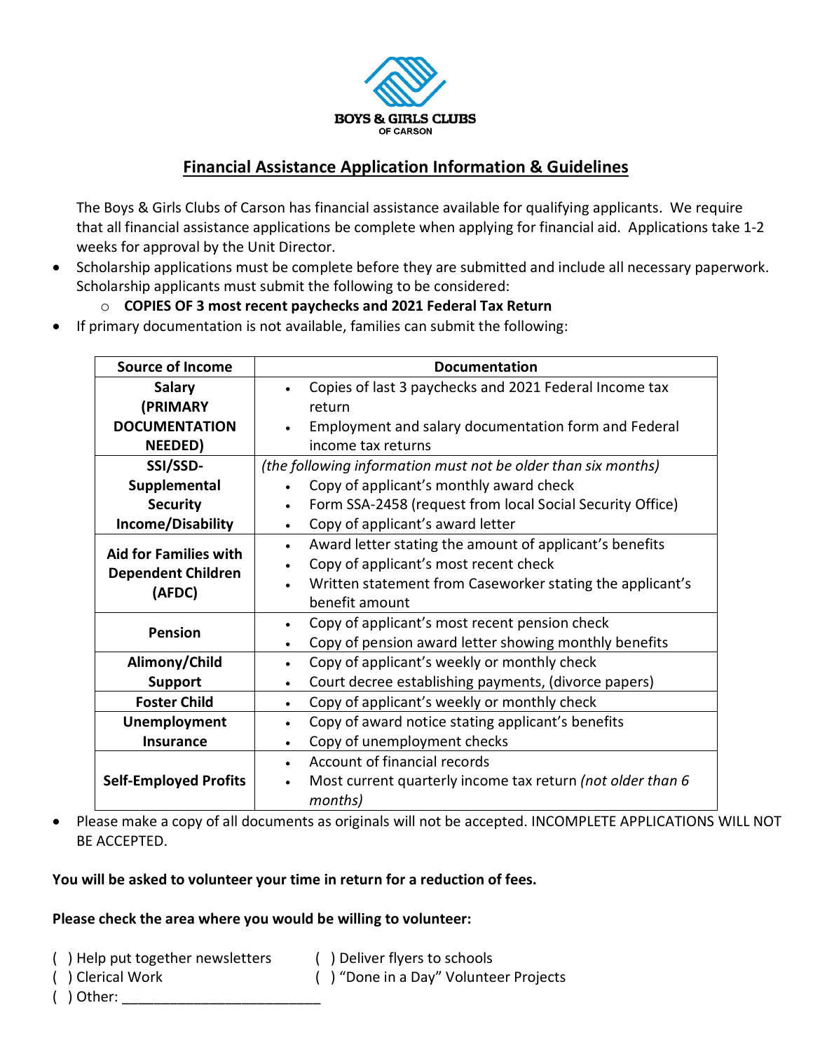BOYS & GIRLS CLUBS OF CARSON

## Financial Assistance Application Information & Guidelines

The Boys & Girls Clubs of Carson has financial assistance available for qualifying applicants. We require that all financial assistance applications be complete when applying for financial aid. Applications take 1-2 weeks for approval by the Unit Director.

- Scholarship applications must be complete before they are submitted and include all necessary paperwork. Scholarship applicants must submit the following to be considered:
    - **COPIES OF 3 most recent paychecks and 2021 Federal Tax Return**
- If primary documentation is not available, families can submit the following:

| Source of Income | Documentation |
|---|---|
| **Salary (PRIMARY DOCUMENTATION NEEDED)** | • Copies of last 3 paychecks and 2021 Federal Income tax return<br>• Employment and salary documentation form and Federal income tax returns |
| **SSI/SSD- Supplemental Security Income/Disability** | *(the following information must not be older than six months)*<br>• Copy of applicant's monthly award check<br>• Form SSA-2458 (request from local Social Security Office)<br>• Copy of applicant's award letter |
| **Aid for Families with Dependent Children (AFDC)** | • Award letter stating the amount of applicant's benefits<br>• Copy of applicant's most recent check<br>• Written statement from Caseworker stating the applicant's benefit amount |
| **Pension** | • Copy of applicant's most recent pension check<br>• Copy of pension award letter showing monthly benefits |
| **Alimony/Child Support** | • Copy of applicant's weekly or monthly check<br>• Court decree establishing payments, (divorce papers) |
| **Foster Child** | • Copy of applicant's weekly or monthly check |
| **Unemployment Insurance** | • Copy of award notice stating applicant's benefits<br>• Copy of unemployment checks |
| **Self-Employed Profits** | • Account of financial records<br>• Most current quarterly income tax return *(not older than 6 months)* |

- Please make a copy of all documents as originals will not be accepted. INCOMPLETE APPLICATIONS WILL NOT BE ACCEPTED.

**You will be asked to volunteer your time in return for a reduction of fees.**

**Please check the area where you would be willing to volunteer:**

( ) Help put together newsletters
( ) Deliver flyers to schools
( ) Clerical Work
( ) "Done in a Day" Volunteer Projects
( ) Other: _________________________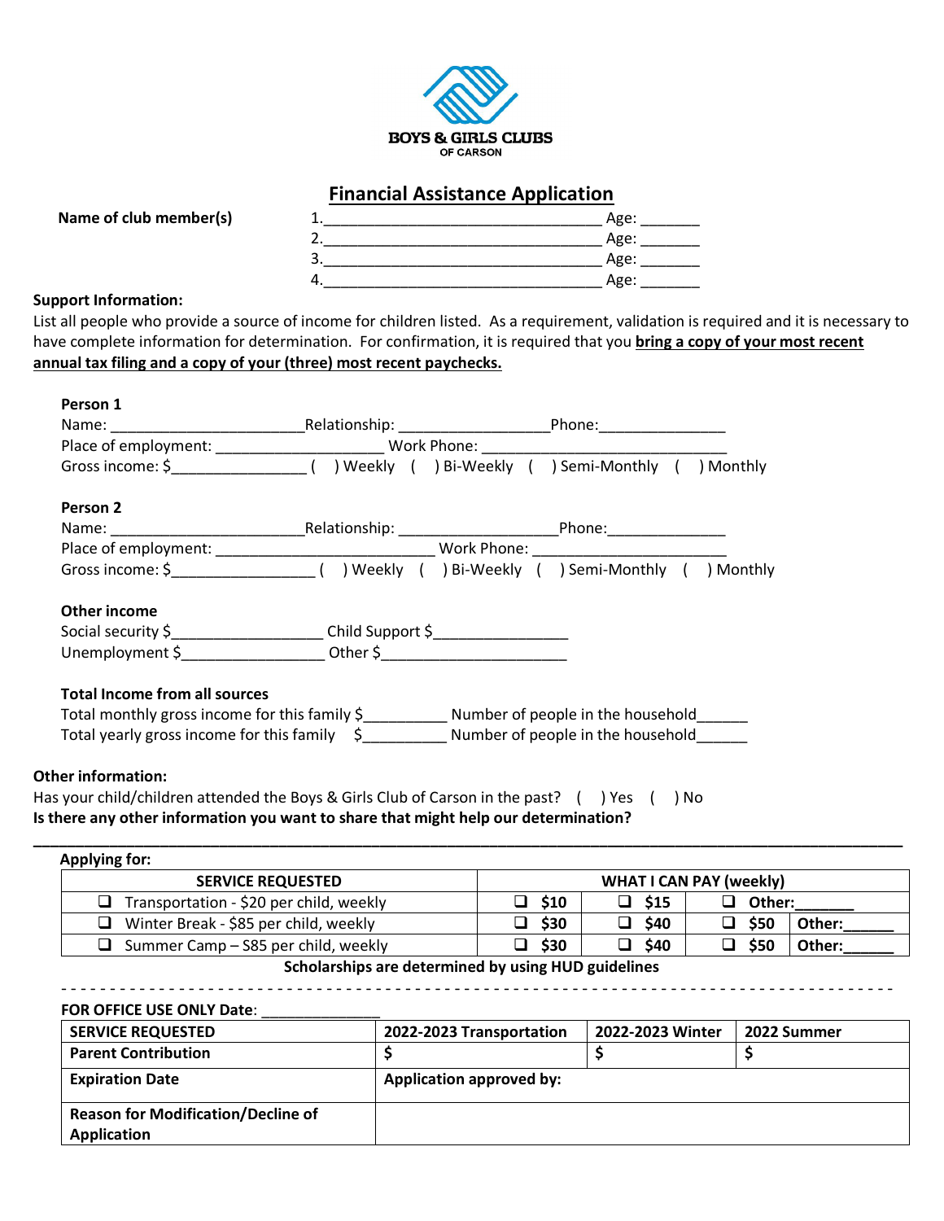BOYS & GIRLS CLUBS
OF CARSON

# Financial Assistance Application

**Name of club member(s)**

1.________________________________ Age: _______
2.________________________________ Age: _______
3.________________________________ Age: _______
4.________________________________ Age: _______

**Support Information:**

List all people who provide a source of income for children listed. As a requirement, validation is required and it is necessary to have complete information for determination. For confirmation, it is required that you **bring a copy of your most recent annual tax filing and a copy of your (three) most recent paychecks.**

**Person 1**

Name: ______________________Relationship: _________________Phone:_______________

Place of employment: ____________________ Work Phone: _____________________________

Gross income: $________________ ( ) Weekly ( ) Bi-Weekly ( ) Semi-Monthly ( ) Monthly

**Person 2**

Name: ______________________Relationship: __________________Phone:______________

Place of employment: __________________________ Work Phone: ______________________

Gross income: $_________________ ( ) Weekly ( ) Bi-Weekly ( ) Semi-Monthly ( ) Monthly

**Other income**

Social security $_________________ Child Support $________________

Unemployment $_________________ Other $______________________

**Total Income from all sources**

Total monthly gross income for this family $__________ Number of people in the household______

Total yearly gross income for this family $__________ Number of people in the household______

**Other information:**

Has your child/children attended the Boys & Girls Club of Carson in the past? ( ) Yes ( ) No

**Is there any other information you want to share that might help our determination?**

______________________________________________________________________________________

**Applying for:**

| SERVICE REQUESTED | WHAT I CAN PAY (weekly) | | | |
|---|---|---|---|---|
| ❑ Transportation - $20 per child, weekly | ❑ $10 | ❑ $15 | ❑ Other:_______ | |
| ❑ Winter Break - $85 per child, weekly | ❑ $30 | ❑ $40 | ❑ $50 | Other:______ |
| ❑ Summer Camp – S85 per child, weekly | ❑ $30 | ❑ $40 | ❑ $50 | Other:______ |

**Scholarships are determined by using HUD guidelines**

- - - - - - - - - - - - - - - - - - - - - - - - - - - - - - - - - - - - - - - - - - - - - - - - - - - - - - - - - - - - - - - -

**FOR OFFICE USE ONLY Date**: ______________

| SERVICE REQUESTED | 2022-2023 Transportation | 2022-2023 Winter | 2022 Summer |
|---|---|---|---|
| **Parent Contribution** | **$** | **$** | **$** |
| **Expiration Date** | **Application approved by:** | | |
| **Reason for Modification/Decline of Application** | | | |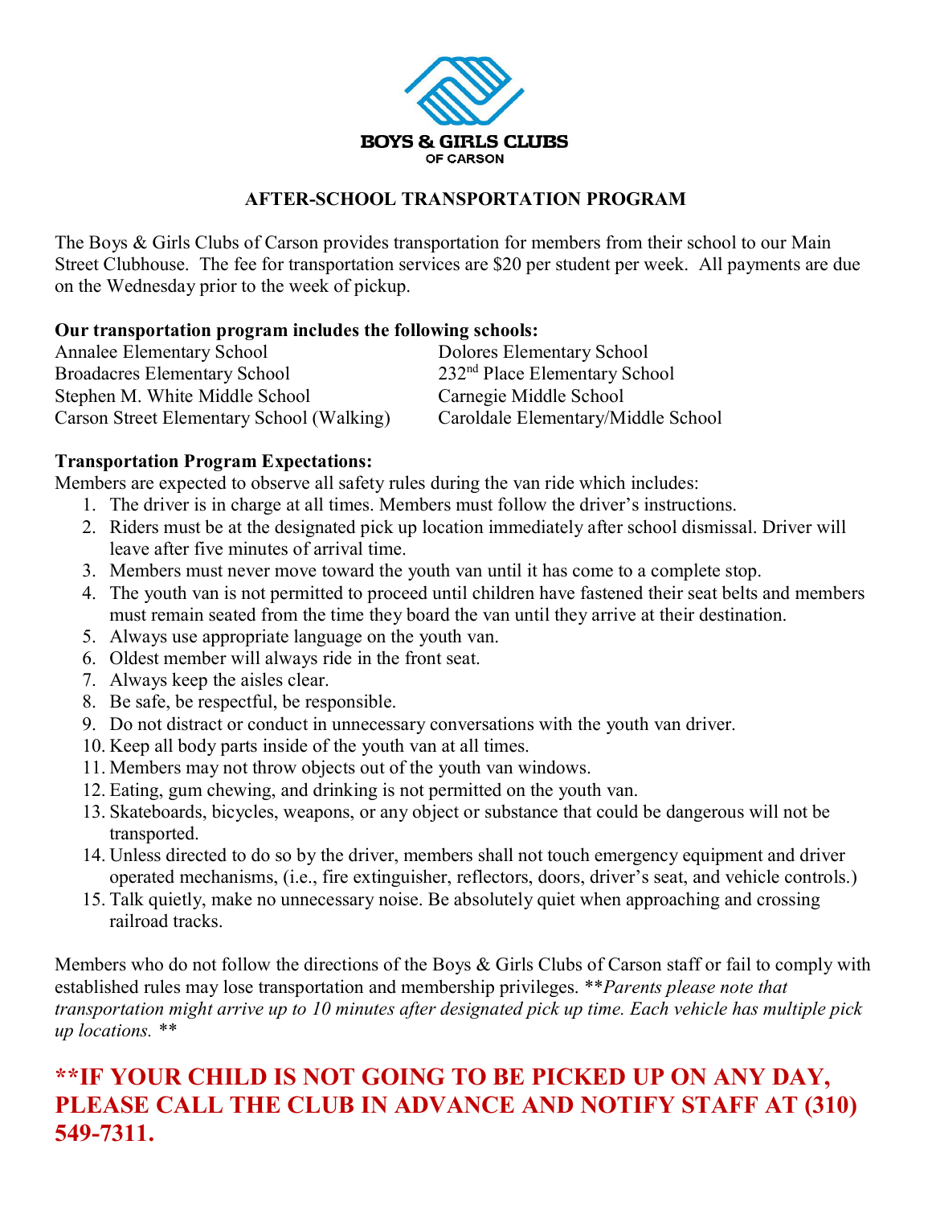**BOYS & GIRLS CLUBS OF CARSON**

## AFTER-SCHOOL TRANSPORTATION PROGRAM

The Boys & Girls Clubs of Carson provides transportation for members from their school to our Main Street Clubhouse. The fee for transportation services are $20 per student per week. All payments are due on the Wednesday prior to the week of pickup.

**Our transportation program includes the following schools:**

- Annalee Elementary School
- Broadacres Elementary School
- Stephen M. White Middle School
- Carson Street Elementary School (Walking)
- Dolores Elementary School
- 232nd Place Elementary School
- Carnegie Middle School
- Caroldale Elementary/Middle School

**Transportation Program Expectations:**

Members are expected to observe all safety rules during the van ride which includes:

1. The driver is in charge at all times. Members must follow the driver's instructions.
2. Riders must be at the designated pick up location immediately after school dismissal. Driver will leave after five minutes of arrival time.
3. Members must never move toward the youth van until it has come to a complete stop.
4. The youth van is not permitted to proceed until children have fastened their seat belts and members must remain seated from the time they board the van until they arrive at their destination.
5. Always use appropriate language on the youth van.
6. Oldest member will always ride in the front seat.
7. Always keep the aisles clear.
8. Be safe, be respectful, be responsible.
9. Do not distract or conduct in unnecessary conversations with the youth van driver.
10. Keep all body parts inside of the youth van at all times.
11. Members may not throw objects out of the youth van windows.
12. Eating, gum chewing, and drinking is not permitted on the youth van.
13. Skateboards, bicycles, weapons, or any object or substance that could be dangerous will not be transported.
14. Unless directed to do so by the driver, members shall not touch emergency equipment and driver operated mechanisms, (i.e., fire extinguisher, reflectors, doors, driver's seat, and vehicle controls.)
15. Talk quietly, make no unnecessary noise. Be absolutely quiet when approaching and crossing railroad tracks.

Members who do not follow the directions of the Boys & Girls Clubs of Carson staff or fail to comply with established rules may lose transportation and membership privileges. ***Parents please note that transportation might arrive up to 10 minutes after designated pick up time. Each vehicle has multiple pick up locations. ***

**\*\*IF YOUR CHILD IS NOT GOING TO BE PICKED UP ON ANY DAY, PLEASE CALL THE CLUB IN ADVANCE AND NOTIFY STAFF AT (310) 549-7311.**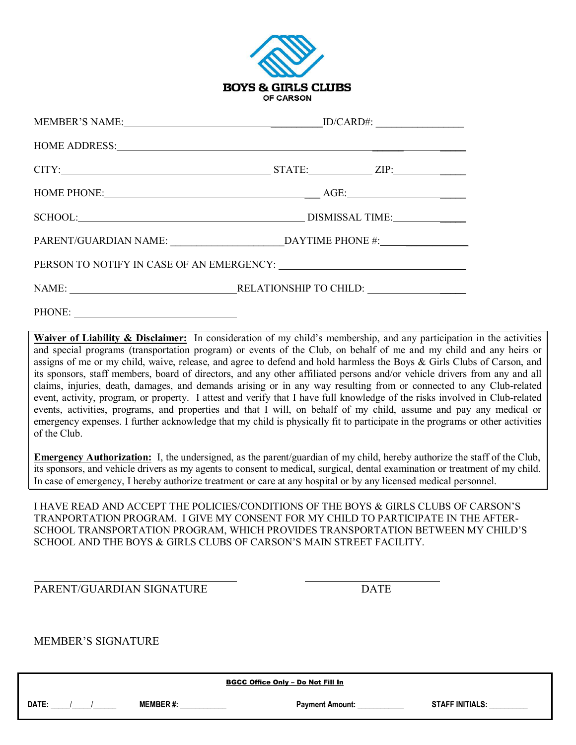# BOYS & GIRLS CLUBS
## OF CARSON

MEMBER'S NAME: ______________________________ ID/CARD#: ________________

HOME ADDRESS: ______________________________________________________

CITY: ______________________________ STATE: __________ ZIP: __________

HOME PHONE: ______________________________ AGE: ______________

SCHOOL: ______________________________ DISMISSAL TIME: __________

PARENT/GUARDIAN NAME: ____________________ DAYTIME PHONE #: ______________

PERSON TO NOTIFY IN CASE OF AN EMERGENCY: ______________________________

NAME: ______________________________ RELATIONSHIP TO CHILD: ______________

PHONE: ______________________________

**Waiver of Liability & Disclaimer:** In consideration of my child's membership, and any participation in the activities and special programs (transportation program) or events of the Club, on behalf of me and my child and any heirs or assigns of me or my child, waive, release, and agree to defend and hold harmless the Boys & Girls Clubs of Carson, and its sponsors, staff members, board of directors, and any other affiliated persons and/or vehicle drivers from any and all claims, injuries, death, damages, and demands arising or in any way resulting from or connected to any Club-related event, activity, program, or property. I attest and verify that I have full knowledge of the risks involved in Club-related events, activities, programs, and properties and that I will, on behalf of my child, assume and pay any medical or emergency expenses. I further acknowledge that my child is physically fit to participate in the programs or other activities of the Club.

**Emergency Authorization:** I, the undersigned, as the parent/guardian of my child, hereby authorize the staff of the Club, its sponsors, and vehicle drivers as my agents to consent to medical, surgical, dental examination or treatment of my child. In case of emergency, I hereby authorize treatment or care at any hospital or by any licensed medical personnel.

I HAVE READ AND ACCEPT THE POLICIES/CONDITIONS OF THE BOYS & GIRLS CLUBS OF CARSON'S TRANPORTATION PROGRAM. I GIVE MY CONSENT FOR MY CHILD TO PARTICIPATE IN THE AFTER-SCHOOL TRANSPORTATION PROGRAM, WHICH PROVIDES TRANSPORTATION BETWEEN MY CHILD'S SCHOOL AND THE BOYS & GIRLS CLUBS OF CARSON'S MAIN STREET FACILITY.

______________________________ ______________________________
PARENT/GUARDIAN SIGNATURE DATE

______________________________
MEMBER'S SIGNATURE

**BGCC Office Only – Do Not Fill In**

**DATE:** ____/____/____ **MEMBER #:** __________ **Payment Amount:** __________ **STAFF INITIALS:** __________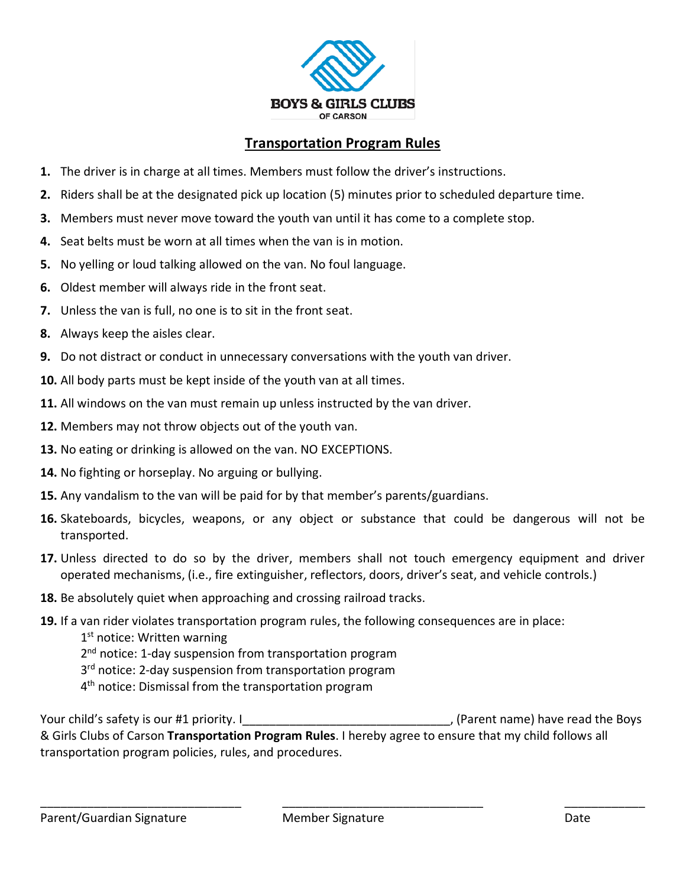BOYS & GIRLS CLUBS
OF CARSON

## Transportation Program Rules

1. The driver is in charge at all times. Members must follow the driver's instructions.
2. Riders shall be at the designated pick up location (5) minutes prior to scheduled departure time.
3. Members must never move toward the youth van until it has come to a complete stop.
4. Seat belts must be worn at all times when the van is in motion.
5. No yelling or loud talking allowed on the van. No foul language.
6. Oldest member will always ride in the front seat.
7. Unless the van is full, no one is to sit in the front seat.
8. Always keep the aisles clear.
9. Do not distract or conduct in unnecessary conversations with the youth van driver.
10. All body parts must be kept inside of the youth van at all times.
11. All windows on the van must remain up unless instructed by the van driver.
12. Members may not throw objects out of the youth van.
13. No eating or drinking is allowed on the van. NO EXCEPTIONS.
14. No fighting or horseplay. No arguing or bullying.
15. Any vandalism to the van will be paid for by that member's parents/guardians.
16. Skateboards, bicycles, weapons, or any object or substance that could be dangerous will not be transported.
17. Unless directed to do so by the driver, members shall not touch emergency equipment and driver operated mechanisms, (i.e., fire extinguisher, reflectors, doors, driver's seat, and vehicle controls.)
18. Be absolutely quiet when approaching and crossing railroad tracks.
19. If a van rider violates transportation program rules, the following consequences are in place:
    - 1st notice: Written warning
    - 2nd notice: 1-day suspension from transportation program
    - 3rd notice: 2-day suspension from transportation program
    - 4th notice: Dismissal from the transportation program

Your child's safety is our #1 priority. I______________________________, (Parent name) have read the Boys & Girls Clubs of Carson **Transportation Program Rules**. I hereby agree to ensure that my child follows all transportation program policies, rules, and procedures.

______________________________ ______________________________ ____________

Parent/Guardian Signature Member Signature Date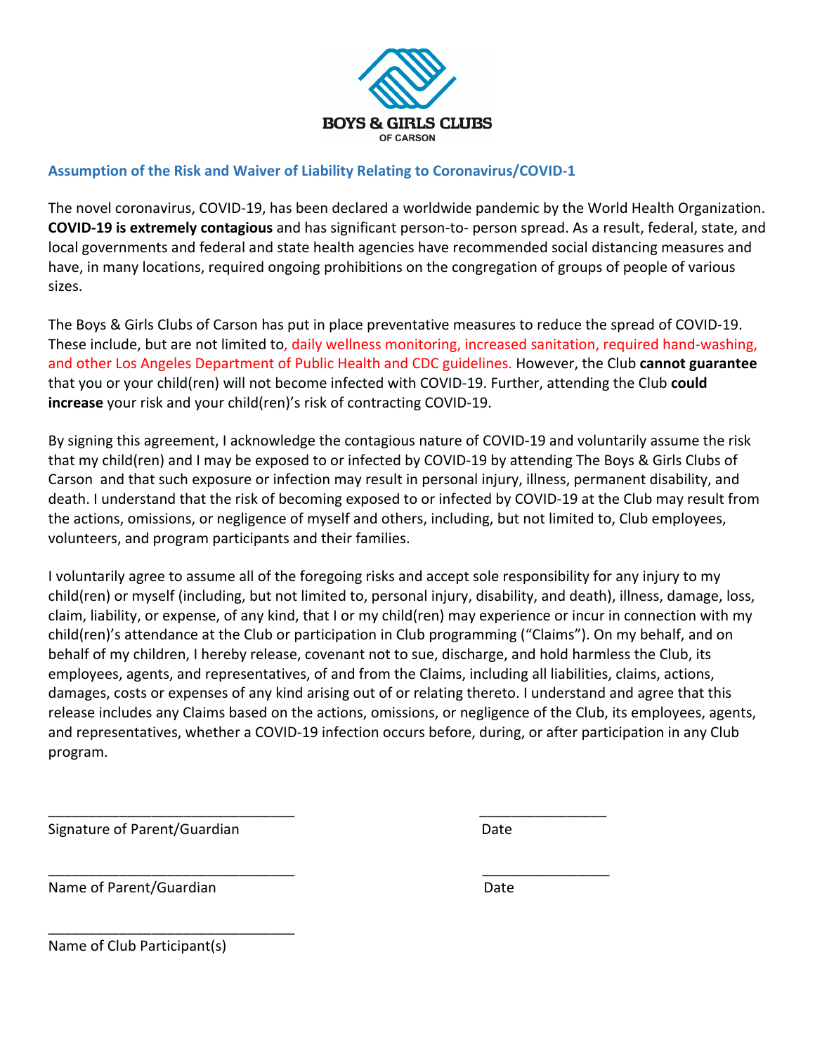BOYS & GIRLS CLUBS
OF CARSON

## Assumption of the Risk and Waiver of Liability Relating to Coronavirus/COVID-1

The novel coronavirus, COVID-19, has been declared a worldwide pandemic by the World Health Organization. **COVID-19 is extremely contagious** and has significant person-to- person spread. As a result, federal, state, and local governments and federal and state health agencies have recommended social distancing measures and have, in many locations, required ongoing prohibitions on the congregation of groups of people of various sizes.

The Boys & Girls Clubs of Carson has put in place preventative measures to reduce the spread of COVID-19. These include, but are not limited to, daily wellness monitoring, increased sanitation, required hand-washing, and other Los Angeles Department of Public Health and CDC guidelines. However, the Club **cannot guarantee** that you or your child(ren) will not become infected with COVID-19. Further, attending the Club **could increase** your risk and your child(ren)'s risk of contracting COVID-19.

By signing this agreement, I acknowledge the contagious nature of COVID-19 and voluntarily assume the risk that my child(ren) and I may be exposed to or infected by COVID-19 by attending The Boys & Girls Clubs of Carson and that such exposure or infection may result in personal injury, illness, permanent disability, and death. I understand that the risk of becoming exposed to or infected by COVID-19 at the Club may result from the actions, omissions, or negligence of myself and others, including, but not limited to, Club employees, volunteers, and program participants and their families.

I voluntarily agree to assume all of the foregoing risks and accept sole responsibility for any injury to my child(ren) or myself (including, but not limited to, personal injury, disability, and death), illness, damage, loss, claim, liability, or expense, of any kind, that I or my child(ren) may experience or incur in connection with my child(ren)'s attendance at the Club or participation in Club programming ("Claims"). On my behalf, and on behalf of my children, I hereby release, covenant not to sue, discharge, and hold harmless the Club, its employees, agents, and representatives, of and from the Claims, including all liabilities, claims, actions, damages, costs or expenses of any kind arising out of or relating thereto. I understand and agree that this release includes any Claims based on the actions, omissions, or negligence of the Club, its employees, agents, and representatives, whether a COVID-19 infection occurs before, during, or after participation in any Club program.

_______________________________ &nbsp;&nbsp;&nbsp;&nbsp;&nbsp;&nbsp;&nbsp;&nbsp; ________________
Signature of Parent/Guardian &nbsp;&nbsp;&nbsp;&nbsp;&nbsp;&nbsp;&nbsp;&nbsp; Date

_______________________________ &nbsp;&nbsp;&nbsp;&nbsp;&nbsp;&nbsp;&nbsp;&nbsp; ________________
Name of Parent/Guardian &nbsp;&nbsp;&nbsp;&nbsp;&nbsp;&nbsp;&nbsp;&nbsp; Date

_______________________________
Name of Club Participant(s)